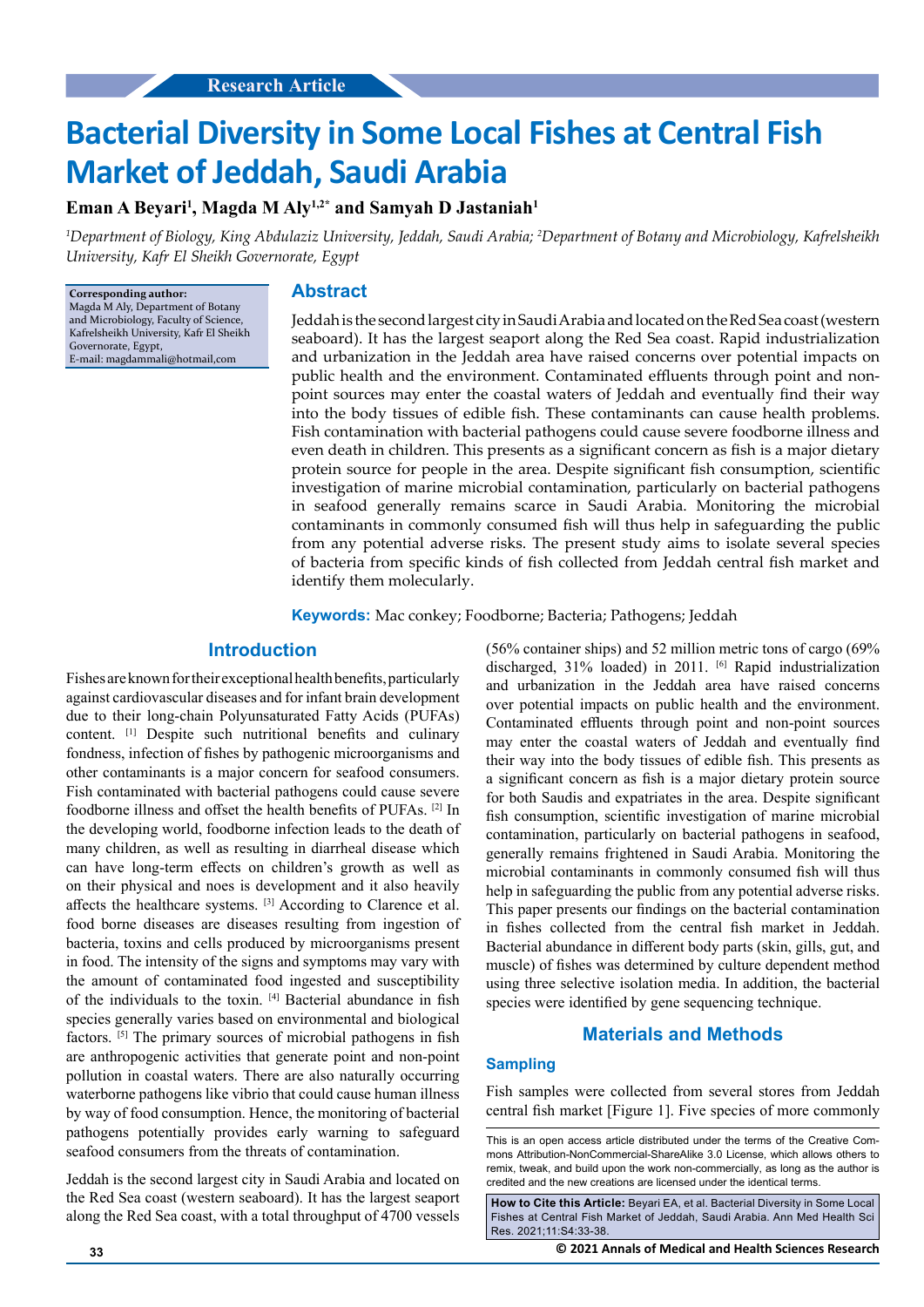Research Article

# Bacterial Diversity in Some Local Fishes at Central Fish Market of Jeddah, Saudi Arabia

**Eman A Beyari[1], Magda M Aly[1,2]* and Samyah D Jastaniah[1]**

*[1]Department of Biology, King Abdulaziz University, Jeddah, Saudi Arabia; [2]Department of Botany and Microbiology, Kafrelsheikh University, Kafr El Sheikh Governorate, Egypt*

**Corresponding author:**
Magda M Aly, Department of Botany and Microbiology, Faculty of Science, Kafrelsheikh University, Kafr El Sheikh Governorate, Egypt,
E-mail: magdammali@hotmail,com

## Abstract

Jeddah is the second largest city in Saudi Arabia and located on the Red Sea coast (western seaboard). It has the largest seaport along the Red Sea coast. Rapid industrialization and urbanization in the Jeddah area have raised concerns over potential impacts on public health and the environment. Contaminated effluents through point and non-point sources may enter the coastal waters of Jeddah and eventually find their way into the body tissues of edible fish. These contaminants can cause health problems. Fish contamination with bacterial pathogens could cause severe foodborne illness and even death in children. This presents as a significant concern as fish is a major dietary protein source for people in the area. Despite significant fish consumption, scientific investigation of marine microbial contamination, particularly on bacterial pathogens in seafood generally remains scarce in Saudi Arabia. Monitoring the microbial contaminants in commonly consumed fish will thus help in safeguarding the public from any potential adverse risks. The present study aims to isolate several species of bacteria from specific kinds of fish collected from Jeddah central fish market and identify them molecularly.

**Keywords:** Mac conkey; Foodborne; Bacteria; Pathogens; Jeddah

## Introduction

Fishes are known for their exceptional health benefits, particularly against cardiovascular diseases and for infant brain development due to their long-chain Polyunsaturated Fatty Acids (PUFAs) content. [1] Despite such nutritional benefits and culinary fondness, infection of fishes by pathogenic microorganisms and other contaminants is a major concern for seafood consumers. Fish contaminated with bacterial pathogens could cause severe foodborne illness and offset the health benefits of PUFAs. [2] In the developing world, foodborne infection leads to the death of many children, as well as resulting in diarrheal disease which can have long-term effects on children's growth as well as on their physical and noes is development and it also heavily affects the healthcare systems. [3] According to Clarence et al. food borne diseases are diseases resulting from ingestion of bacteria, toxins and cells produced by microorganisms present in food. The intensity of the signs and symptoms may vary with the amount of contaminated food ingested and susceptibility of the individuals to the toxin. [4] Bacterial abundance in fish species generally varies based on environmental and biological factors. [5] The primary sources of microbial pathogens in fish are anthropogenic activities that generate point and non-point pollution in coastal waters. There are also naturally occurring waterborne pathogens like vibrio that could cause human illness by way of food consumption. Hence, the monitoring of bacterial pathogens potentially provides early warning to safeguard seafood consumers from the threats of contamination.

Jeddah is the second largest city in Saudi Arabia and located on the Red Sea coast (western seaboard). It has the largest seaport along the Red Sea coast, with a total throughput of 4700 vessels (56% container ships) and 52 million metric tons of cargo (69% discharged, 31% loaded) in 2011. [6] Rapid industrialization and urbanization in the Jeddah area have raised concerns over potential impacts on public health and the environment. Contaminated effluents through point and non-point sources may enter the coastal waters of Jeddah and eventually find their way into the body tissues of edible fish. This presents as a significant concern as fish is a major dietary protein source for both Saudis and expatriates in the area. Despite significant fish consumption, scientific investigation of marine microbial contamination, particularly on bacterial pathogens in seafood, generally remains frightened in Saudi Arabia. Monitoring the microbial contaminants in commonly consumed fish will thus help in safeguarding the public from any potential adverse risks. This paper presents our findings on the bacterial contamination in fishes collected from the central fish market in Jeddah. Bacterial abundance in different body parts (skin, gills, gut, and muscle) of fishes was determined by culture dependent method using three selective isolation media. In addition, the bacterial species were identified by gene sequencing technique.

## Materials and Methods

### Sampling

Fish samples were collected from several stores from Jeddah central fish market [Figure 1]. Five species of more commonly

This is an open access article distributed under the terms of the Creative Commons Attribution-NonCommercial-ShareAlike 3.0 License, which allows others to remix, tweak, and build upon the work non-commercially, as long as the author is credited and the new creations are licensed under the identical terms.

**How to Cite this Article:** Beyari EA, et al. Bacterial Diversity in Some Local Fishes at Central Fish Market of Jeddah, Saudi Arabia. Ann Med Health Sci Res. 2021;11:S4:33-38.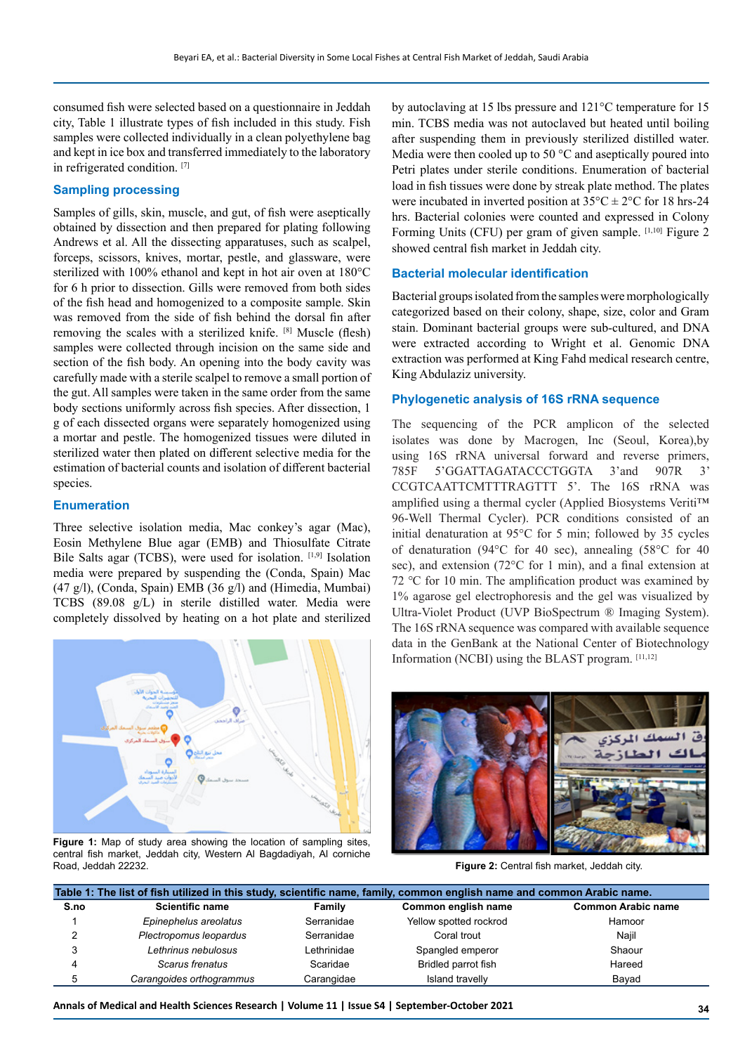consumed fish were selected based on a questionnaire in Jeddah city, Table 1 illustrate types of fish included in this study. Fish samples were collected individually in a clean polyethylene bag and kept in ice box and transferred immediately to the laboratory in refrigerated condition. [7]

## Sampling processing

Samples of gills, skin, muscle, and gut, of fish were aseptically obtained by dissection and then prepared for plating following Andrews et al. All the dissecting apparatuses, such as scalpel, forceps, scissors, knives, mortar, pestle, and glassware, were sterilized with 100% ethanol and kept in hot air oven at 180°C for 6 h prior to dissection. Gills were removed from both sides of the fish head and homogenized to a composite sample. Skin was removed from the side of fish behind the dorsal fin after removing the scales with a sterilized knife. [8] Muscle (flesh) samples were collected through incision on the same side and section of the fish body. An opening into the body cavity was carefully made with a sterile scalpel to remove a small portion of the gut. All samples were taken in the same order from the same body sections uniformly across fish species. After dissection, 1 g of each dissected organs were separately homogenized using a mortar and pestle. The homogenized tissues were diluted in sterilized water then plated on different selective media for the estimation of bacterial counts and isolation of different bacterial species.

## Enumeration

Three selective isolation media, Mac conkey's agar (Mac), Eosin Methylene Blue agar (EMB) and Thiosulfate Citrate Bile Salts agar (TCBS), were used for isolation. [1,9] Isolation media were prepared by suspending the (Conda, Spain) Mac (47 g/l), (Conda, Spain) EMB (36 g/l) and (Himedia, Mumbai) TCBS (89.08 g/L) in sterile distilled water. Media were completely dissolved by heating on a hot plate and sterilized by autoclaving at 15 lbs pressure and 121°C temperature for 15 min. TCBS media was not autoclaved but heated until boiling after suspending them in previously sterilized distilled water. Media were then cooled up to 50 °C and aseptically poured into Petri plates under sterile conditions. Enumeration of bacterial load in fish tissues were done by streak plate method. The plates were incubated in inverted position at 35°C ± 2°C for 18 hrs-24 hrs. Bacterial colonies were counted and expressed in Colony Forming Units (CFU) per gram of given sample. [1,10] Figure 2 showed central fish market in Jeddah city.

Figure 1: Map of study area showing the location of sampling sites, central fish market, Jeddah city, Western Al Bagdadiyah, Al corniche Road, Jeddah 22232.

## Bacterial molecular identification

Bacterial groups isolated from the samples were morphologically categorized based on their colony, shape, size, color and Gram stain. Dominant bacterial groups were sub-cultured, and DNA were extracted according to Wright et al. Genomic DNA extraction was performed at King Fahd medical research centre, King Abdulaziz university.

## Phylogenetic analysis of 16S rRNA sequence

The sequencing of the PCR amplicon of the selected isolates was done by Macrogen, Inc (Seoul, Korea),by using 16S rRNA universal forward and reverse primers, 785F 5'GGATTAGATACCCTGGTA 3'and 907R 3' CCGTCAATTCMTTTRAGTTT 5'. The 16S rRNA was amplified using a thermal cycler (Applied Biosystems Veriti™ 96-Well Thermal Cycler). PCR conditions consisted of an initial denaturation at 95°C for 5 min; followed by 35 cycles of denaturation (94°C for 40 sec), annealing (58°C for 40 sec), and extension (72°C for 1 min), and a final extension at 72 °C for 10 min. The amplification product was examined by 1% agarose gel electrophoresis and the gel was visualized by Ultra-Violet Product (UVP BioSpectrum ® Imaging System). The 16S rRNA sequence was compared with available sequence data in the GenBank at the National Center of Biotechnology Information (NCBI) using the BLAST program. [11,12]

Figure 2: Central fish market, Jeddah city.

**Table 1: The list of fish utilized in this study, scientific name, family, common english name and common Arabic name.**

| S.no | Scientific name | Family | Common english name | Common Arabic name |
|---|---|---|---|---|
| 1 | *Epinephelus areolatus* | Serranidae | Yellow spotted rockrod | Hamoor |
| 2 | *Plectropomus leopardus* | Serranidae | Coral trout | Najil |
| 3 | *Lethrinus nebulosus* | Lethrinidae | Spangled emperor | Shaour |
| 4 | *Scarus frenatus* | Scaridae | Bridled parrot fish | Hareed |
| 5 | *Carangoides orthogrammus* | Carangidae | Island travelly | Bayad |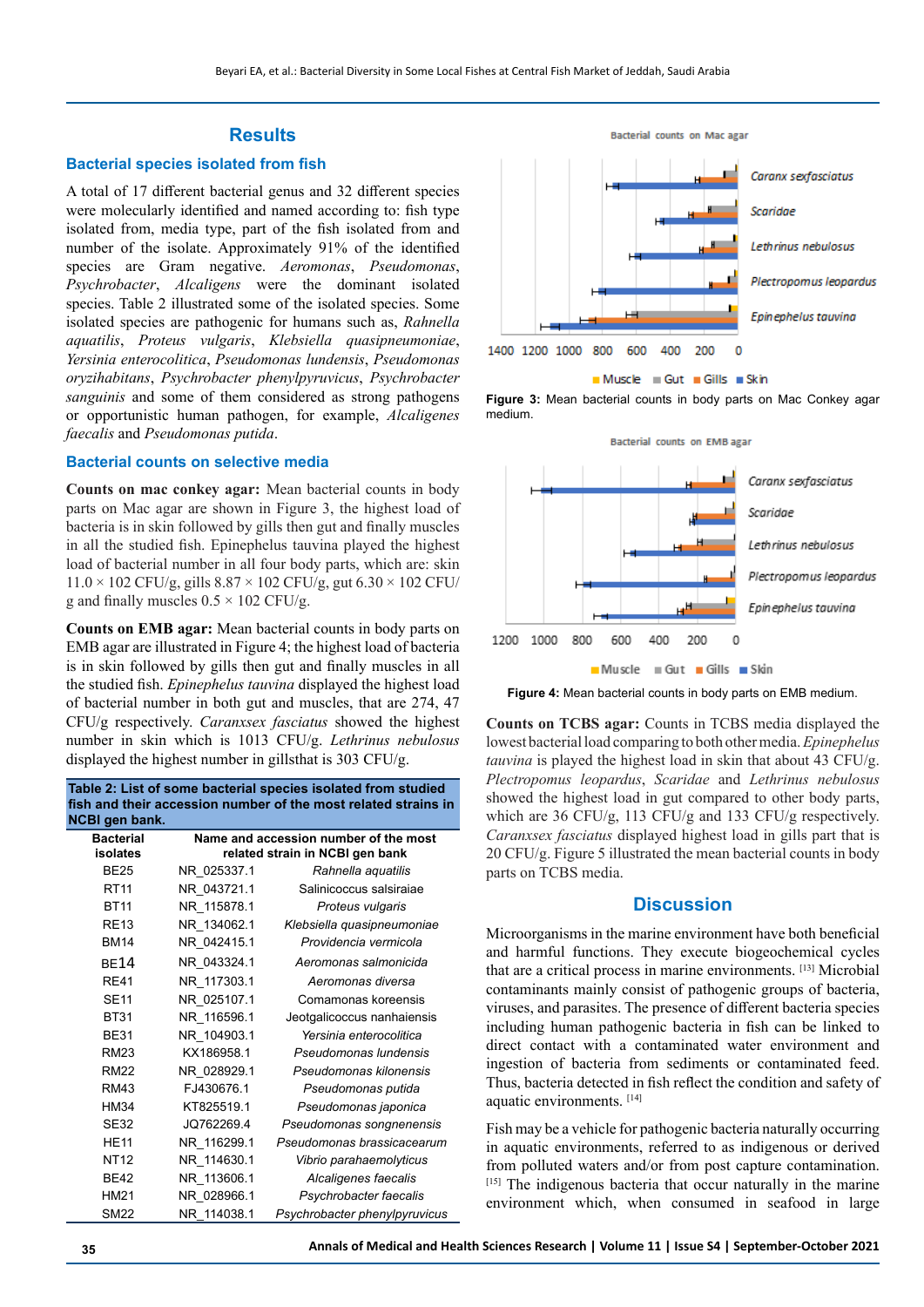## Results

### Bacterial species isolated from fish

A total of 17 different bacterial genus and 32 different species were molecularly identified and named according to: fish type isolated from, media type, part of the fish isolated from and number of the isolate. Approximately 91% of the identified species are Gram negative. *Aeromonas*, *Pseudomonas*, *Psychrobacter*, *Alcaligens* were the dominant isolated species. Table 2 illustrated some of the isolated species. Some isolated species are pathogenic for humans such as, *Rahnella aquatilis*, *Proteus vulgaris*, *Klebsiella quasipneumoniae*, *Yersinia enterocolitica*, *Pseudomonas lundensis*, *Pseudomonas oryzihabitans*, *Psychrobacter phenylpyruvicus*, *Psychrobacter sanguinis* and some of them considered as strong pathogens or opportunistic human pathogen, for example, *Alcaligenes faecalis* and *Pseudomonas putida*.

### Bacterial counts on selective media

**Counts on mac conkey agar:** Mean bacterial counts in body parts on Mac agar are shown in Figure 3, the highest load of bacteria is in skin followed by gills then gut and finally muscles in all the studied fish. Epinephelus tauvina played the highest load of bacterial number in all four body parts, which are: skin 11.0 × 102 CFU/g, gills 8.87 × 102 CFU/g, gut 6.30 × 102 CFU/g and finally muscles 0.5 × 102 CFU/g.

**Counts on EMB agar:** Mean bacterial counts in body parts on EMB agar are illustrated in Figure 4; the highest load of bacteria is in skin followed by gills then gut and finally muscles in all the studied fish. *Epinephelus tauvina* displayed the highest load of bacterial number in both gut and muscles, that are 274, 47 CFU/g respectively. *Caranxsex fasciatus* showed the highest number in skin which is 1013 CFU/g. *Lethrinus nebulosus* displayed the highest number in gillsthat is 303 CFU/g.

**Table 2: List of some bacterial species isolated from studied fish and their accession number of the most related strains in NCBI gen bank.**

| Bacterial isolates | Name and accession number of the most related strain in NCBI gen bank | |
|---|---|---|
| BE25 | NR_025337.1 | *Rahnella aquatilis* |
| RT11 | NR_043721.1 | Salinicoccus salsiraiae |
| BT11 | NR_115878.1 | *Proteus vulgaris* |
| RE13 | NR_134062.1 | *Klebsiella quasipneumoniae* |
| BM14 | NR_042415.1 | *Providencia vermicola* |
| BE14 | NR_043324.1 | *Aeromonas salmonicida* |
| RE41 | NR_117303.1 | *Aeromonas diversa* |
| SE11 | NR_025107.1 | Comamonas koreensis |
| BT31 | NR_116596.1 | Jeotgalicoccus nanhaiensis |
| BE31 | NR_104903.1 | *Yersinia enterocolitica* |
| RM23 | KX186958.1 | *Pseudomonas lundensis* |
| RM22 | NR_028929.1 | *Pseudomonas kilonensis* |
| RM43 | FJ430676.1 | *Pseudomonas putida* |
| HM34 | KT825519.1 | *Pseudomonas japonica* |
| SE32 | JQ762269.4 | *Pseudomonas songnenensis* |
| HE11 | NR_116299.1 | *Pseudomonas brassicacearum* |
| NT12 | NR_114630.1 | *Vibrio parahaemolyticus* |
| BE42 | NR_113606.1 | *Alcaligenes faecalis* |
| HM21 | NR_028966.1 | *Psychrobacter faecalis* |
| SM22 | NR_114038.1 | *Psychrobacter phenylpyruvicus* |

Figure 3: Mean bacterial counts in body parts on Mac Conkey agar medium.

Figure 4: Mean bacterial counts in body parts on EMB medium.

**Counts on TCBS agar:** Counts in TCBS media displayed the lowest bacterial load comparing to both other media. *Epinephelus tauvina* is played the highest load in skin that about 43 CFU/g. *Plectropomus leopardus*, *Scaridae* and *Lethrinus nebulosus* showed the highest load in gut compared to other body parts, which are 36 CFU/g, 113 CFU/g and 133 CFU/g respectively. *Caranxsex fasciatus* displayed highest load in gills part that is 20 CFU/g. Figure 5 illustrated the mean bacterial counts in body parts on TCBS media.

## Discussion

Microorganisms in the marine environment have both beneficial and harmful functions. They execute biogeochemical cycles that are a critical process in marine environments. [13] Microbial contaminants mainly consist of pathogenic groups of bacteria, viruses, and parasites. The presence of different bacteria species including human pathogenic bacteria in fish can be linked to direct contact with a contaminated water environment and ingestion of bacteria from sediments or contaminated feed. Thus, bacteria detected in fish reflect the condition and safety of aquatic environments. [14]

Fish may be a vehicle for pathogenic bacteria naturally occurring in aquatic environments, referred to as indigenous or derived from polluted waters and/or from post capture contamination. [15] The indigenous bacteria that occur naturally in the marine environment which, when consumed in seafood in large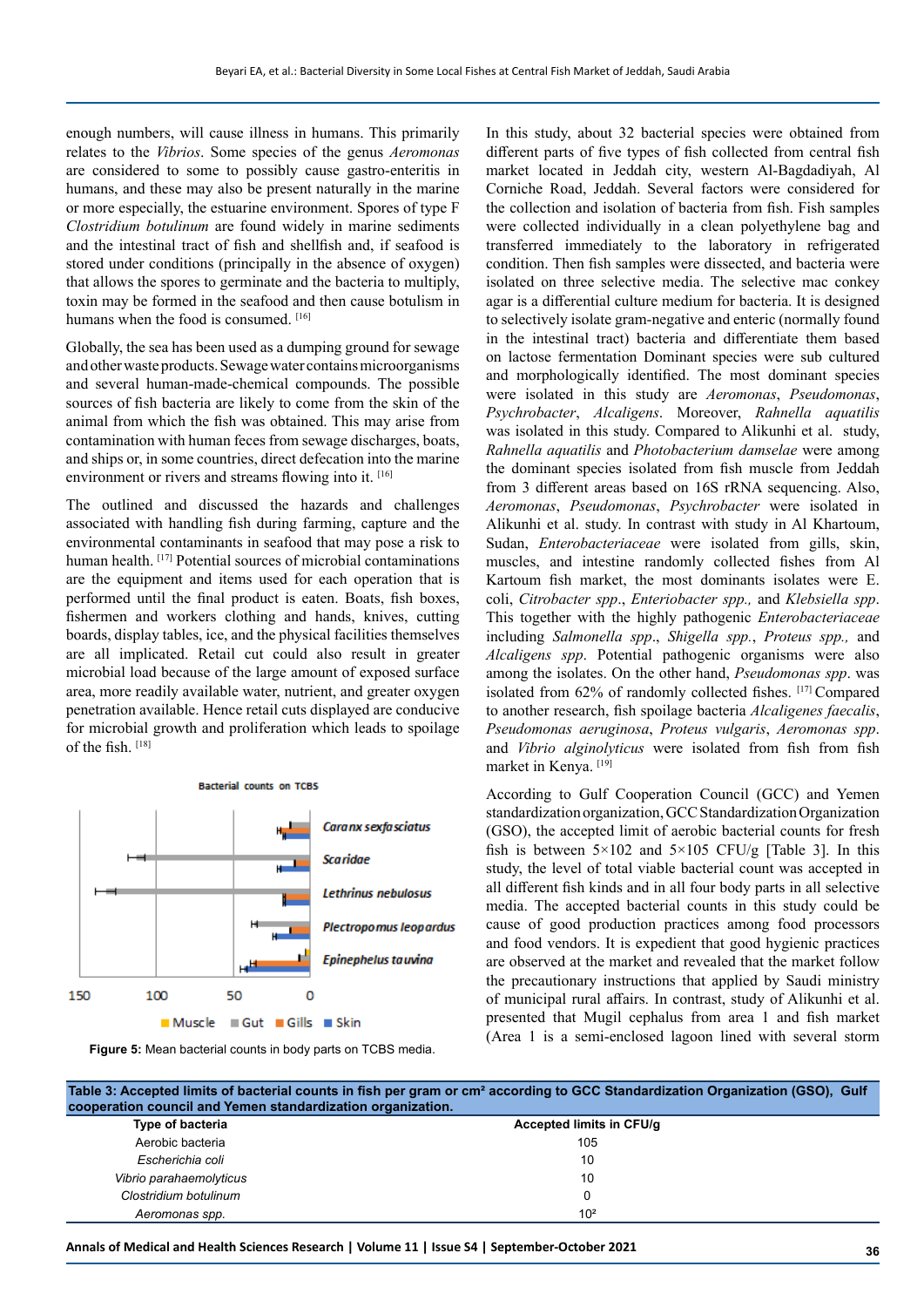enough numbers, will cause illness in humans. This primarily relates to the *Vibrios*. Some species of the genus *Aeromonas* are considered to some to possibly cause gastro-enteritis in humans, and these may also be present naturally in the marine or more especially, the estuarine environment. Spores of type F *Clostridium botulinum* are found widely in marine sediments and the intestinal tract of fish and shellfish and, if seafood is stored under conditions (principally in the absence of oxygen) that allows the spores to germinate and the bacteria to multiply, toxin may be formed in the seafood and then cause botulism in humans when the food is consumed. [16]

Globally, the sea has been used as a dumping ground for sewage and other waste products. Sewage water contains microorganisms and several human-made-chemical compounds. The possible sources of fish bacteria are likely to come from the skin of the animal from which the fish was obtained. This may arise from contamination with human feces from sewage discharges, boats, and ships or, in some countries, direct defecation into the marine environment or rivers and streams flowing into it. [16]

The outlined and discussed the hazards and challenges associated with handling fish during farming, capture and the environmental contaminants in seafood that may pose a risk to human health. [17] Potential sources of microbial contaminations are the equipment and items used for each operation that is performed until the final product is eaten. Boats, fish boxes, fishermen and workers clothing and hands, knives, cutting boards, display tables, ice, and the physical facilities themselves are all implicated. Retail cut could also result in greater microbial load because of the large amount of exposed surface area, more readily available water, nutrient, and greater oxygen penetration available. Hence retail cuts displayed are conducive for microbial growth and proliferation which leads to spoilage of the fish. [18]

**Figure 5:** Mean bacterial counts in body parts on TCBS media.

In this study, about 32 bacterial species were obtained from different parts of five types of fish collected from central fish market located in Jeddah city, western Al-Bagdadiyah, Al Corniche Road, Jeddah. Several factors were considered for the collection and isolation of bacteria from fish. Fish samples were collected individually in a clean polyethylene bag and transferred immediately to the laboratory in refrigerated condition. Then fish samples were dissected, and bacteria were isolated on three selective media. The selective mac conkey agar is a differential culture medium for bacteria. It is designed to selectively isolate gram-negative and enteric (normally found in the intestinal tract) bacteria and differentiate them based on lactose fermentation Dominant species were sub cultured and morphologically identified. The most dominant species were isolated are *Aeromonas*, *Pseudomonas*, *Psychrobacter*, *Alcaligens*. Moreover, *Rahnella aquatilis* was isolated in this study. Compared to Alikunhi et al. study, *Rahnella aquatilis* and *Photobacterium damselae* were among the dominant species isolated from fish muscle from Jeddah from 3 different areas based on 16S rRNA sequencing. Also, *Aeromonas*, *Pseudomonas*, *Psychrobacter* were isolated in Alikunhi et al. study. In contrast with study in Al Khartoum, Sudan, *Enterobacteriaceae* were isolated from gills, skin, muscles, and intestine randomly collected fishes from Al Kartoum fish market, the most dominants isolates were E. coli, *Citrobacter spp*., *Enteriobacter spp.,* and *Klebsiella spp*. This together with the highly pathogenic *Enterobacteriaceae* including *Salmonella spp*., *Shigella spp.*, *Proteus spp.,* and *Alcaligens spp*. Potential pathogenic organisms were also among the isolates. On the other hand, *Pseudomonas spp*. was isolated from 62% of randomly collected fishes. [17] Compared to another research, fish spoilage bacteria *Alcaligenes faecalis*, *Pseudomonas aeruginosa*, *Proteus vulgaris*, *Aeromonas spp*. and *Vibrio alginolyticus* were isolated from fish from fish market in Kenya. [19]

According to Gulf Cooperation Council (GCC) and Yemen standardization organization, GCC Standardization Organization (GSO), the accepted limit of aerobic bacterial counts for fresh fish is between 5×102 and 5×105 CFU/g [Table 3]. In this study, the level of total viable bacterial count was accepted in all different fish kinds and in all four body parts in all selective media. The accepted bacterial counts in this study could be cause of good production practices among food processors and food vendors. It is expedient that good hygienic practices are observed at the market and revealed that the market follow the precautionary instructions that applied by Saudi ministry of municipal rural affairs. In contrast, study of Alikunhi et al. presented that Mugil cephalus from area 1 and fish market (Area 1 is a semi-enclosed lagoon lined with several storm

**Table 3: Accepted limits of bacterial counts in fish per gram or cm² according to GCC Standardization Organization (GSO), Gulf cooperation council and Yemen standardization organization.**

| Type of bacteria | Accepted limits in CFU/g |
|---|---|
| Aerobic bacteria | 105 |
| *Escherichia coli* | 10 |
| *Vibrio parahaemolyticus* | 10 |
| *Clostridium botulinum* | 0 |
| *Aeromonas spp.* | $10^2$ |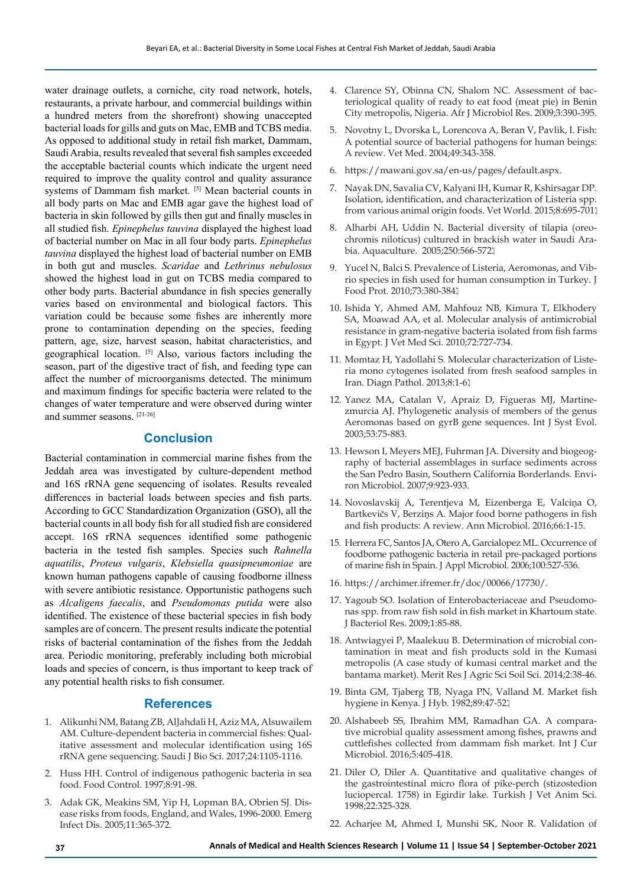water drainage outlets, a corniche, city road network, hotels, restaurants, a private harbour, and commercial buildings within a hundred meters from the shorefront) showing unaccepted bacterial loads for gills and guts on Mac, EMB and TCBS media. As opposed to additional study in retail fish market, Dammam, Saudi Arabia, results revealed that several fish samples exceeded the acceptable bacterial counts which indicate the urgent need required to improve the quality control and quality assurance systems of Dammam fish market. [5] Mean bacterial counts in all body parts on Mac and EMB agar gave the highest load of bacteria in skin followed by gills then gut and finally muscles in all studied fish. *Epinephelus tauvina* displayed the highest load of bacterial number on Mac in all four body parts. *Epinephelus tauvina* displayed the highest load of bacterial number on EMB in both gut and muscles. *Scaridae* and *Lethrinus nebulosus* showed the highest load in gut on TCBS media compared to other body parts. Bacterial abundance in fish species generally varies based on environmental and biological factors. This variation could be because some fishes are inherently more prone to contamination depending on the species, feeding pattern, age, size, harvest season, habitat characteristics, and geographical location. [5] Also, various factors including the season, part of the digestive tract of fish, and feeding type can affect the number of microorganisms detected. The minimum and maximum findings for specific bacteria were related to the changes of water temperature and were observed during winter and summer seasons. [21-26]

## Conclusion

Bacterial contamination in commercial marine fishes from the Jeddah area was investigated by culture-dependent method and 16S rRNA gene sequencing of isolates. Results revealed differences in bacterial loads between species and fish parts. According to GCC Standardization Organization (GSO), all the bacterial counts in all body fish for all studied fish are considered accept. 16S rRNA sequences identified some pathogenic bacteria in the tested fish samples. Species such *Rahnella aquatilis*, *Proteus vulgaris*, *Klebsiella quasipneumoniae* are known human pathogens capable of causing foodborne illness with severe antibiotic resistance. Opportunistic pathogens such as *Alcaligens faecalis*, and *Pseudomonas putida* were also identified. The existence of these bacterial species in fish body samples are of concern. The present results indicate the potential risks of bacterial contamination of the fishes from the Jeddah area. Periodic monitoring, preferably including both microbial loads and species of concern, is thus important to keep track of any potential health risks to fish consumer.

## References

1. Alikunhi NM, Batang ZB, AlJahdali H, Aziz MA, Alsuwailem AM. Culture-dependent bacteria in commercial fishes: Qualitative assessment and molecular identification using 16S rRNA gene sequencing. Saudi J Bio Sci. 2017;24:1105-1116.
2. Huss HH. Control of indigenous pathogenic bacteria in sea food. Food Control. 1997;8:91-98.
3. Adak GK, Meakins SM, Yip H, Lopman BA, Obrien SJ. Disease risks from foods, England, and Wales, 1996-2000. Emerg Infect Dis. 2005;11:365-372.
4. Clarence SY, Obinna CN, Shalom NC. Assessment of bacteriological quality of ready to eat food (meat pie) in Benin City metropolis, Nigeria. Afr J Microbiol Res. 2009;3:390-395.
5. Novotny L, Dvorska L, Lorencova A, Beran V, Pavlik, I. Fish: A potential source of bacterial pathogens for human beings: A review. Vet Med. 2004;49:343-358.
6. https://mawani.gov.sa/en-us/pages/default.aspx.
7. Nayak DN, Savalia CV, Kalyani IH, Kumar R, Kshirsagar DP. Isolation, identification, and characterization of Listeria spp. from various animal origin foods. Vet World. 2015;8:695-701.
8. Alharbi AH, Uddin N. Bacterial diversity of tilapia (oreochromis niloticus) cultured in brackish water in Saudi Arabia. Aquaculture. 2005;250:566-572.
9. Yucel N, Balci S. Prevalence of Listeria, Aeromonas, and Vibrio species in fish used for human consumption in Turkey. J Food Prot. 2010;73:380-384.
10. Ishida Y, Ahmed AM, Mahfouz NB, Kimura T, Elkhodery SA, Moawad AA, et al. Molecular analysis of antimicrobial resistance in gram-negative bacteria isolated from fish farms in Egypt. J Vet Med Sci. 2010;72:727-734.
11. Momtaz H, Yadollahi S. Molecular characterization of Listeria mono cytogenes isolated from fresh seafood samples in Iran. Diagn Pathol. 2013;8:1-6.
12. Yanez MA, Catalan V, Apraiz D, Figueras MJ, Martinezmurcia AJ. Phylogenetic analysis of members of the genus Aeromonas based on gyrB gene sequences. Int J Syst Evol. 2003;53:75-883.
13. Hewson I, Meyers MEJ, Fuhrman JA. Diversity and biogeography of bacterial assemblages in surface sediments across the San Pedro Basin, Southern California Borderlands. Environ Microbiol. 2007;9:923-933.
14. Novoslavskij A, Terentjeva M, Eizenberga E, Valciņa O, Bartkevičs V, Berziņs A. Major food borne pathogens in fish and fish products: A review. Ann Microbiol. 2016;66:1-15.
15. Herrera FC, Santos JA, Otero A, Garcialopez ML. Occurrence of foodborne pathogenic bacteria in retail pre-packaged portions of marine fish in Spain. J Appl Microbiol. 2006;100:527-536.
16. https://archimer.ifremer.fr/doc/00066/17730/.
17. Yagoub SO. Isolation of Enterobacteriaceae and Pseudomonas spp. from raw fish sold in fish market in Khartoum state. J Bacteriol Res. 2009;1:85-88.
18. Antwiagyei P, Maalekuu B. Determination of microbial contamination in meat and fish products sold in the Kumasi metropolis (A case study of kumasi central market and the bantama market). Merit Res J Agric Sci Soil Sci. 2014;2:38-46.
19. Binta GM, Tjaberg TB, Nyaga PN, Valland M. Market fish hygiene in Kenya. J Hyb. 1982;89:47-52.
20. Alshabeeb SS, Ibrahim MM, Ramadhan GA. A comparative microbial quality assessment among fishes, prawns and cuttlefishes collected from dammam fish market. Int J Cur Microbiol. 2016;5:405-418.
21. Diler O, Diler A. Quantitative and qualitative changes of the gastrointestinal micro flora of pike-perch (stizostedion luciopercal. 1758) in Egirdir lake. Turkish J Vet Anim Sci. 1998;22:325-328.
22. Acharjee M, Ahmed I, Munshi SK, Noor R. Validation of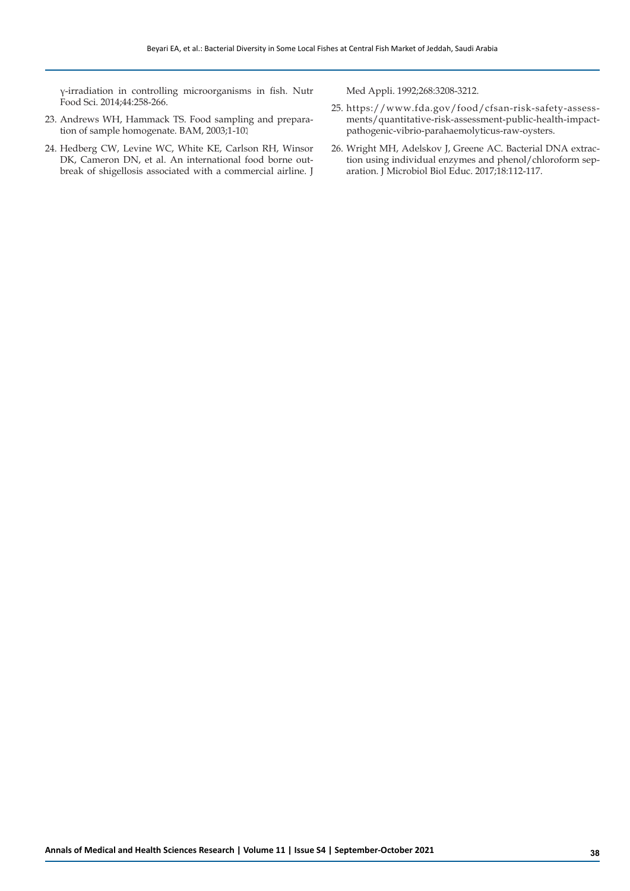γ-irradiation in controlling microorganisms in fish. Nutr Food Sci. 2014;44:258-266.

23. Andrews WH, Hammack TS. Food sampling and preparation of sample homogenate. BAM, 2003;1-10.

24. Hedberg CW, Levine WC, White KE, Carlson RH, Winsor DK, Cameron DN, et al. An international food borne outbreak of shigellosis associated with a commercial airline. J Med Appli. 1992;268:3208-3212.

25. https://www.fda.gov/food/cfsan-risk-safety-assessments/quantitative-risk-assessment-public-health-impact-pathogenic-vibrio-parahaemolyticus-raw-oysters.

26. Wright MH, Adelskov J, Greene AC. Bacterial DNA extraction using individual enzymes and phenol/chloroform separation. J Microbiol Biol Educ. 2017;18:112-117.